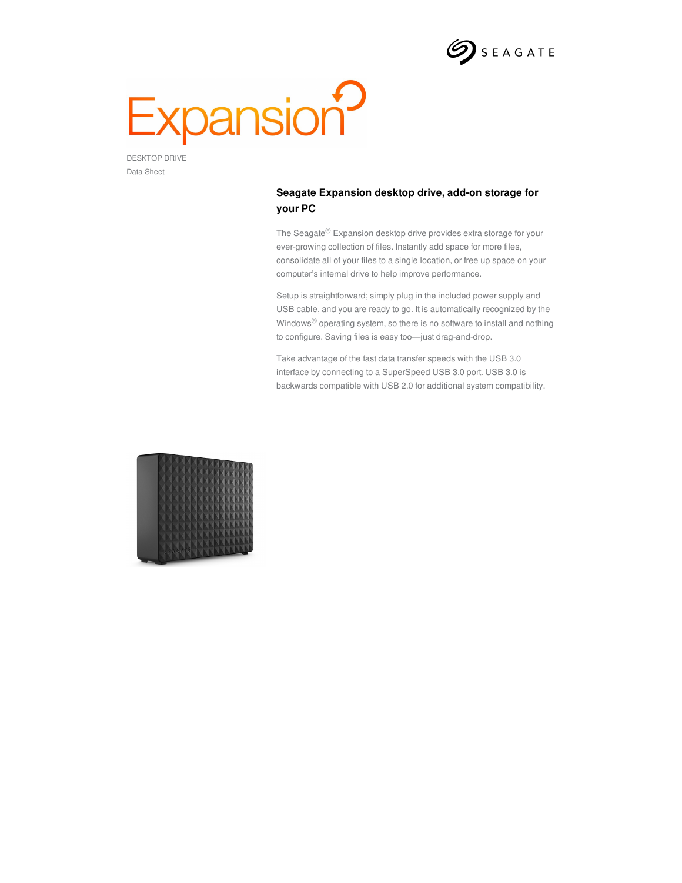# Expansion

DESKTOP DRIVE

Data Sheet

## Seagate Expansion desktop drive, add-on storage for your PC

The Seagate® Expansion desktop drive provides extra storage for your ever-growing collection of files. Instantly add space for more files, consolidate all of your files to a single location, or free up space on your computer's internal drive to help improve performance.

Setup is straightforward; simply plug in the included power supply and USB cable, and you are ready to go. It is automatically recognized by the Windows® operating system, so there is no software to install and nothing to configure. Saving files is easy too—just drag-and-drop.

Take advantage of the fast data transfer speeds with the USB 3.0 interface by connecting to a SuperSpeed USB 3.0 port. USB 3.0 is backwards compatible with USB 2.0 for additional system compatibility.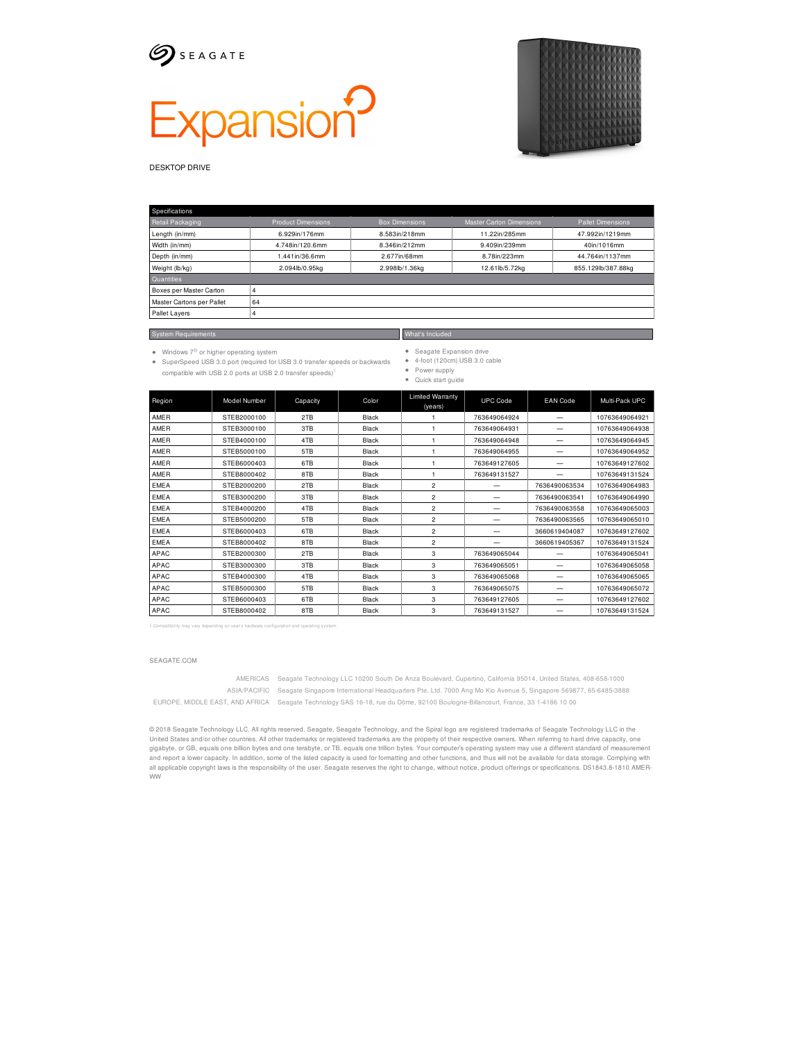SEAGATE

# Expansion

DESKTOP DRIVE

| Specifications | | | | |
|---|---|---|---|---|
| Retail Packaging | Product Dimensions | Box Dimensions | Master Carton Dimensions | Pallet Dimensions |
| Length (in/mm) | 6.929in/176mm | 8.583in/218mm | 11.22in/285mm | 47.992in/1219mm |
| Width (in/mm) | 4.748in/120.6mm | 8.346in/212mm | 9.409in/239mm | 40in/1016mm |
| Depth (in/mm) | 1.441in/36.6mm | 2.677in/68mm | 8.78in/223mm | 44.764in/1137mm |
| Weight (lb/kg) | 2.094lb/0.95kg | 2.998lb/1.36kg | 12.61lb/5.72kg | 855.129lb/387.88kg |
| Quantities | | | | |
| Boxes per Master Carton | 4 | | | |
| Master Cartons per Pallet | 64 | | | |
| Pallet Layers | 4 | | | |

**System Requirements**

- Windows 7® or higher operating system
- SuperSpeed USB 3.0 port (required for USB 3.0 transfer speeds or backwards compatible with USB 2.0 ports at USB 2.0 transfer speeds)[1]

**What's Included**

- Seagate Expansion drive
- 4-foot (120cm) USB 3.0 cable
- Power supply
- Quick start guide

| Region | Model Number | Capacity | Color | Limited Warranty (years) | UPC Code | EAN Code | Multi-Pack UPC |
|---|---|---|---|---|---|---|---|
| AMER | STEB2000100 | 2TB | Black | 1 | 763649064924 | — | 10763649064921 |
| AMER | STEB3000100 | 3TB | Black | 1 | 763649064931 | — | 10763649064938 |
| AMER | STEB4000100 | 4TB | Black | 1 | 763649064948 | — | 10763649064945 |
| AMER | STEB5000100 | 5TB | Black | 1 | 763649064955 | — | 10763649064952 |
| AMER | STEB6000403 | 6TB | Black | 1 | 763649127605 | — | 10763649127602 |
| AMER | STEB8000402 | 8TB | Black | 1 | 763649131527 | — | 10763649131524 |
| EMEA | STEB2000200 | 2TB | Black | 2 | — | 7636490063534 | 10763649064983 |
| EMEA | STEB3000200 | 3TB | Black | 2 | — | 7636490063541 | 10763649064990 |
| EMEA | STEB4000200 | 4TB | Black | 2 | — | 7636490063558 | 10763649065003 |
| EMEA | STEB5000200 | 5TB | Black | 2 | — | 7636490063565 | 10763649065010 |
| EMEA | STEB6000403 | 6TB | Black | 2 | — | 3660619404087 | 10763649127602 |
| EMEA | STEB8000402 | 8TB | Black | 2 | — | 3660619405367 | 10763649131524 |
| APAC | STEB2000300 | 2TB | Black | 3 | 763649065044 | — | 10763649065041 |
| APAC | STEB3000300 | 3TB | Black | 3 | 763649065051 | — | 10763649065058 |
| APAC | STEB4000300 | 4TB | Black | 3 | 763649065068 | — | 10763649065065 |
| APAC | STEB5000300 | 5TB | Black | 3 | 763649065075 | — | 10763649065072 |
| APAC | STEB6000403 | 6TB | Black | 3 | 763649127605 | — | 10763649127602 |
| APAC | STEB8000402 | 8TB | Black | 3 | 763649131527 | — | 10763649131524 |

1 Compatibility may vary depending on user's hardware configuration and operating system.

SEAGATE.COM

AMERICAS Seagate Technology LLC 10200 South De Anza Boulevard, Cupertino, California 95014, United States, 408-658-1000

ASIA/PACIFIC Seagate Singapore International Headquarters Pte. Ltd. 7000 Ang Mo Kio Avenue 5, Singapore 569877, 65-6485-3888

EUROPE, MIDDLE EAST, AND AFRICA Seagate Technology SAS 16-18, rue du Dôme, 92100 Boulogne-Billancourt, France, 33 1-4186 10 00

© 2018 Seagate Technology LLC. All rights reserved. Seagate, Seagate Technology, and the Spiral logo are registered trademarks of Seagate Technology LLC in the United States and/or other countries. All other trademarks or registered trademarks are the property of their respective owners. When referring to hard drive capacity, one gigabyte, or GB, equals one billion bytes and one terabyte, or TB, equals one trillion bytes. Your computer's operating system may use a different standard of measurement and report a lower capacity. In addition, some of the listed capacity is used for formatting and other functions, and thus will not be available for data storage. Complying with all applicable copyright laws is the responsibility of the user. Seagate reserves the right to change, without notice, product offerings or specifications. DS1843.8-1810 AMER-WW